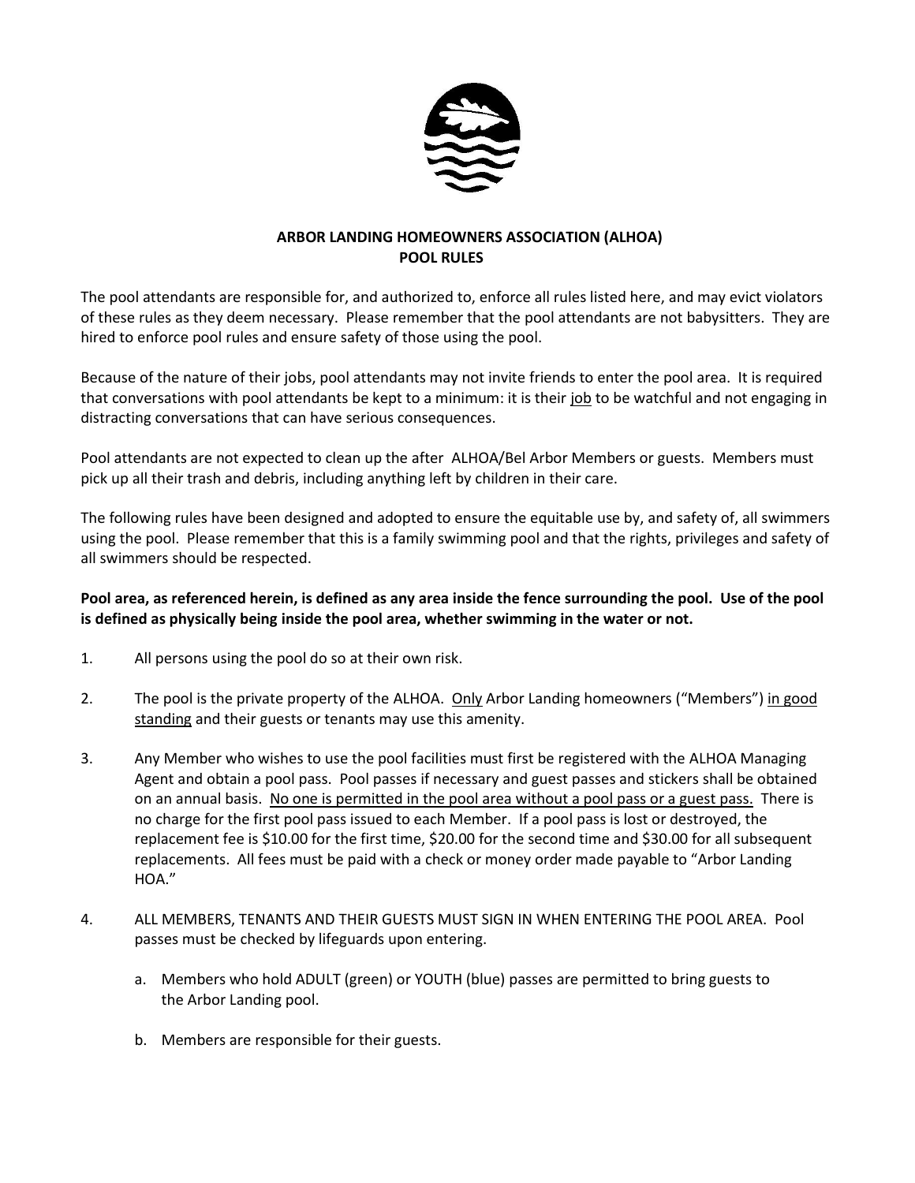# ARBOR LANDING HOMEOWNERS ASSOCIATION (ALHOA)
## POOL RULES

The pool attendants are responsible for, and authorized to, enforce all rules listed here, and may evict violators of these rules as they deem necessary. Please remember that the pool attendants are not babysitters. They are hired to enforce pool rules and ensure safety of those using the pool.

Because of the nature of their jobs, pool attendants may not invite friends to enter the pool area. It is required that conversations with pool attendants be kept to a minimum: it is their <u>job</u> to be watchful and not engaging in distracting conversations that can have serious consequences.

Pool attendants are not expected to clean up the after ALHOA/Bel Arbor Members or guests. Members must pick up all their trash and debris, including anything left by children in their care.

The following rules have been designed and adopted to ensure the equitable use by, and safety of, all swimmers using the pool. Please remember that this is a family swimming pool and that the rights, privileges and safety of all swimmers should be respected.

**Pool area, as referenced herein, is defined as any area inside the fence surrounding the pool. Use of the pool is defined as physically being inside the pool area, whether swimming in the water or not.**

1. All persons using the pool do so at their own risk.

2. The pool is the private property of the ALHOA. <u>Only</u> Arbor Landing homeowners ("Members") <u>in good standing</u> and their guests or tenants may use this amenity.

3. Any Member who wishes to use the pool facilities must first be registered with the ALHOA Managing Agent and obtain a pool pass. Pool passes if necessary and guest passes and stickers shall be obtained on an annual basis. <u>No one is permitted in the pool area without a pool pass or a guest pass.</u> There is no charge for the first pool pass issued to each Member. If a pool pass is lost or destroyed, the replacement fee is $10.00 for the first time, $20.00 for the second time and $30.00 for all subsequent replacements. All fees must be paid with a check or money order made payable to "Arbor Landing HOA."

4. ALL MEMBERS, TENANTS AND THEIR GUESTS MUST SIGN IN WHEN ENTERING THE POOL AREA. Pool passes must be checked by lifeguards upon entering.

   a. Members who hold ADULT (green) or YOUTH (blue) passes are permitted to bring guests to the Arbor Landing pool.

   b. Members are responsible for their guests.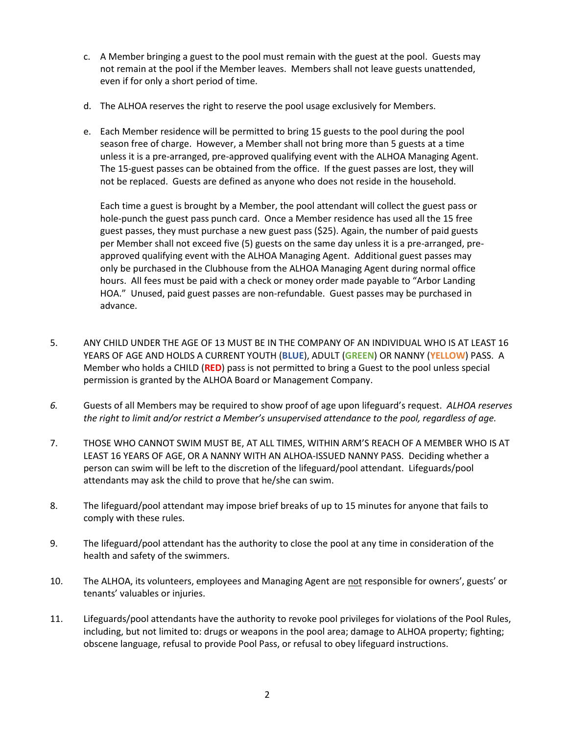c. A Member bringing a guest to the pool must remain with the guest at the pool. Guests may not remain at the pool if the Member leaves. Members shall not leave guests unattended, even if for only a short period of time.

d. The ALHOA reserves the right to reserve the pool usage exclusively for Members.

e. Each Member residence will be permitted to bring 15 guests to the pool during the pool season free of charge. However, a Member shall not bring more than 5 guests at a time unless it is a pre-arranged, pre-approved qualifying event with the ALHOA Managing Agent. The 15-guest passes can be obtained from the office. If the guest passes are lost, they will not be replaced. Guests are defined as anyone who does not reside in the household.

   Each time a guest is brought by a Member, the pool attendant will collect the guest pass or hole-punch the guest pass punch card. Once a Member residence has used all the 15 free guest passes, they must purchase a new guest pass ($25). Again, the number of paid guests per Member shall not exceed five (5) guests on the same day unless it is a pre-arranged, pre-approved qualifying event with the ALHOA Managing Agent. Additional guest passes may only be purchased in the Clubhouse from the ALHOA Managing Agent during normal office hours. All fees must be paid with a check or money order made payable to "Arbor Landing HOA." Unused, paid guest passes are non-refundable. Guest passes may be purchased in advance.

5. ANY CHILD UNDER THE AGE OF 13 MUST BE IN THE COMPANY OF AN INDIVIDUAL WHO IS AT LEAST 16 YEARS OF AGE AND HOLDS A CURRENT YOUTH (**BLUE**), ADULT (**GREEN**) OR NANNY (**YELLOW**) PASS. A Member who holds a CHILD (**RED**) pass is not permitted to bring a Guest to the pool unless special permission is granted by the ALHOA Board or Management Company.

*6.* Guests of all Members may be required to show proof of age upon lifeguard's request. *ALHOA reserves the right to limit and/or restrict a Member's unsupervised attendance to the pool, regardless of age.*

7. THOSE WHO CANNOT SWIM MUST BE, AT ALL TIMES, WITHIN ARM'S REACH OF A MEMBER WHO IS AT LEAST 16 YEARS OF AGE, OR A NANNY WITH AN ALHOA-ISSUED NANNY PASS. Deciding whether a person can swim will be left to the discretion of the lifeguard/pool attendant. Lifeguards/pool attendants may ask the child to prove that he/she can swim.

8. The lifeguard/pool attendant may impose brief breaks of up to 15 minutes for anyone that fails to comply with these rules.

9. The lifeguard/pool attendant has the authority to close the pool at any time in consideration of the health and safety of the swimmers.

10. The ALHOA, its volunteers, employees and Managing Agent are <u>not</u> responsible for owners', guests' or tenants' valuables or injuries.

11. Lifeguards/pool attendants have the authority to revoke pool privileges for violations of the Pool Rules, including, but not limited to: drugs or weapons in the pool area; damage to ALHOA property; fighting; obscene language, refusal to provide Pool Pass, or refusal to obey lifeguard instructions.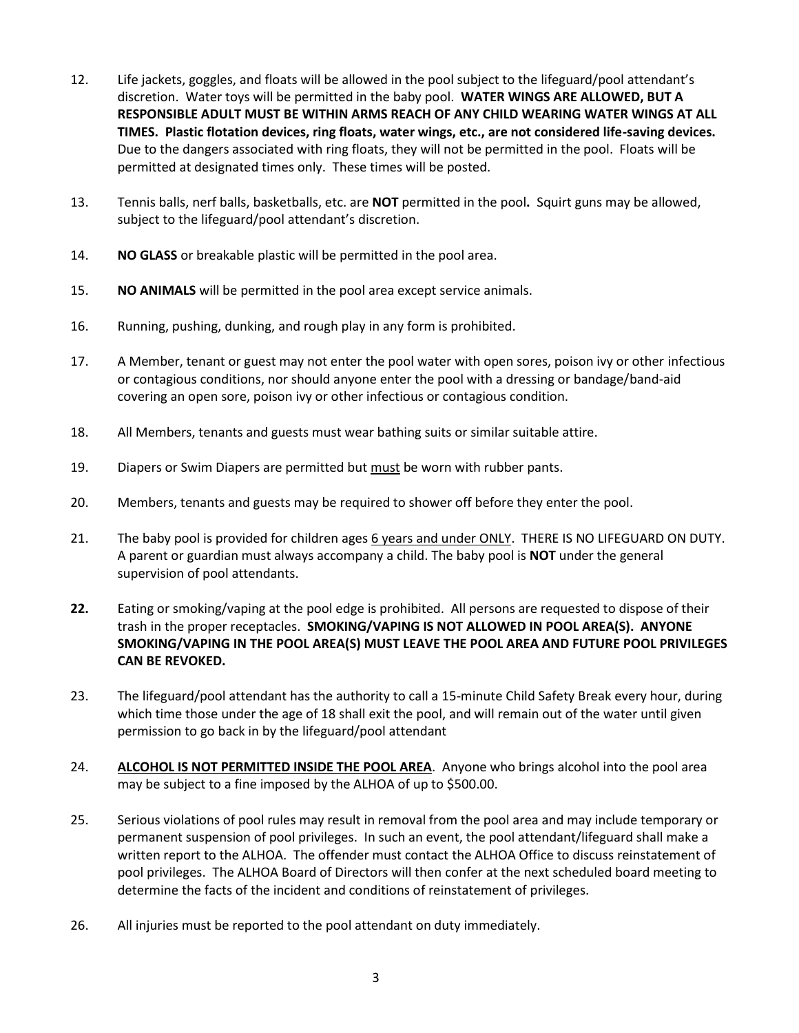12. Life jackets, goggles, and floats will be allowed in the pool subject to the lifeguard/pool attendant's discretion. Water toys will be permitted in the baby pool. **WATER WINGS ARE ALLOWED, BUT A RESPONSIBLE ADULT MUST BE WITHIN ARMS REACH OF ANY CHILD WEARING WATER WINGS AT ALL TIMES. Plastic flotation devices, ring floats, water wings, etc., are not considered life-saving devices.** Due to the dangers associated with ring floats, they will not be permitted in the pool. Floats will be permitted at designated times only. These times will be posted.

13. Tennis balls, nerf balls, basketballs, etc. are **NOT** permitted in the pool**.** Squirt guns may be allowed, subject to the lifeguard/pool attendant's discretion.

14. **NO GLASS** or breakable plastic will be permitted in the pool area.

15. **NO ANIMALS** will be permitted in the pool area except service animals.

16. Running, pushing, dunking, and rough play in any form is prohibited.

17. A Member, tenant or guest may not enter the pool water with open sores, poison ivy or other infectious or contagious conditions, nor should anyone enter the pool with a dressing or bandage/band-aid covering an open sore, poison ivy or other infectious or contagious condition.

18. All Members, tenants and guests must wear bathing suits or similar suitable attire.

19. Diapers or Swim Diapers are permitted but <u>must</u> be worn with rubber pants.

20. Members, tenants and guests may be required to shower off before they enter the pool.

21. The baby pool is provided for children ages <u>6 years and under ONLY</u>. THERE IS NO LIFEGUARD ON DUTY. A parent or guardian must always accompany a child. The baby pool is **NOT** under the general supervision of pool attendants.

**22.** Eating or smoking/vaping at the pool edge is prohibited. All persons are requested to dispose of their trash in the proper receptacles. **SMOKING/VAPING IS NOT ALLOWED IN POOL AREA(S). ANYONE SMOKING/VAPING IN THE POOL AREA(S) MUST LEAVE THE POOL AREA AND FUTURE POOL PRIVILEGES CAN BE REVOKED.**

23. The lifeguard/pool attendant has the authority to call a 15-minute Child Safety Break every hour, during which time those under the age of 18 shall exit the pool, and will remain out of the water until given permission to go back in by the lifeguard/pool attendant

24. **<u>ALCOHOL IS NOT PERMITTED INSIDE THE POOL AREA</u>**. Anyone who brings alcohol into the pool area may be subject to a fine imposed by the ALHOA of up to $500.00.

25. Serious violations of pool rules may result in removal from the pool area and may include temporary or permanent suspension of pool privileges. In such an event, the pool attendant/lifeguard shall make a written report to the ALHOA. The offender must contact the ALHOA Office to discuss reinstatement of pool privileges. The ALHOA Board of Directors will then confer at the next scheduled board meeting to determine the facts of the incident and conditions of reinstatement of privileges.

26. All injuries must be reported to the pool attendant on duty immediately.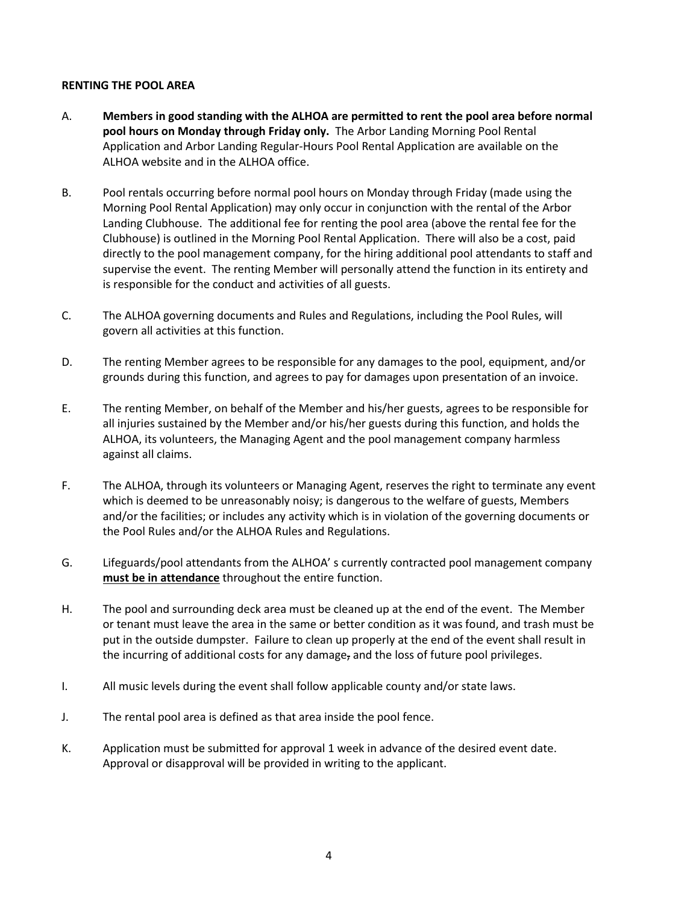**RENTING THE POOL AREA**

A. **Members in good standing with the ALHOA are permitted to rent the pool area before normal pool hours on Monday through Friday only.** The Arbor Landing Morning Pool Rental Application and Arbor Landing Regular-Hours Pool Rental Application are available on the ALHOA website and in the ALHOA office.

B. Pool rentals occurring before normal pool hours on Monday through Friday (made using the Morning Pool Rental Application) may only occur in conjunction with the rental of the Arbor Landing Clubhouse. The additional fee for renting the pool area (above the rental fee for the Clubhouse) is outlined in the Morning Pool Rental Application. There will also be a cost, paid directly to the pool management company, for the hiring additional pool attendants to staff and supervise the event. The renting Member will personally attend the function in its entirety and is responsible for the conduct and activities of all guests.

C. The ALHOA governing documents and Rules and Regulations, including the Pool Rules, will govern all activities at this function.

D. The renting Member agrees to be responsible for any damages to the pool, equipment, and/or grounds during this function, and agrees to pay for damages upon presentation of an invoice.

E. The renting Member, on behalf of the Member and his/her guests, agrees to be responsible for all injuries sustained by the Member and/or his/her guests during this function, and holds the ALHOA, its volunteers, the Managing Agent and the pool management company harmless against all claims.

F. The ALHOA, through its volunteers or Managing Agent, reserves the right to terminate any event which is deemed to be unreasonably noisy; is dangerous to the welfare of guests, Members and/or the facilities; or includes any activity which is in violation of the governing documents or the Pool Rules and/or the ALHOA Rules and Regulations.

G. Lifeguards/pool attendants from the ALHOA' s currently contracted pool management company <u>**must be in attendance**</u> throughout the entire function.

H. The pool and surrounding deck area must be cleaned up at the end of the event. The Member or tenant must leave the area in the same or better condition as it was found, and trash must be put in the outside dumpster. Failure to clean up properly at the end of the event shall result in the incurring of additional costs for any damage~~,~~ and the loss of future pool privileges.

I. All music levels during the event shall follow applicable county and/or state laws.

J. The rental pool area is defined as that area inside the pool fence.

K. Application must be submitted for approval 1 week in advance of the desired event date. Approval or disapproval will be provided in writing to the applicant.